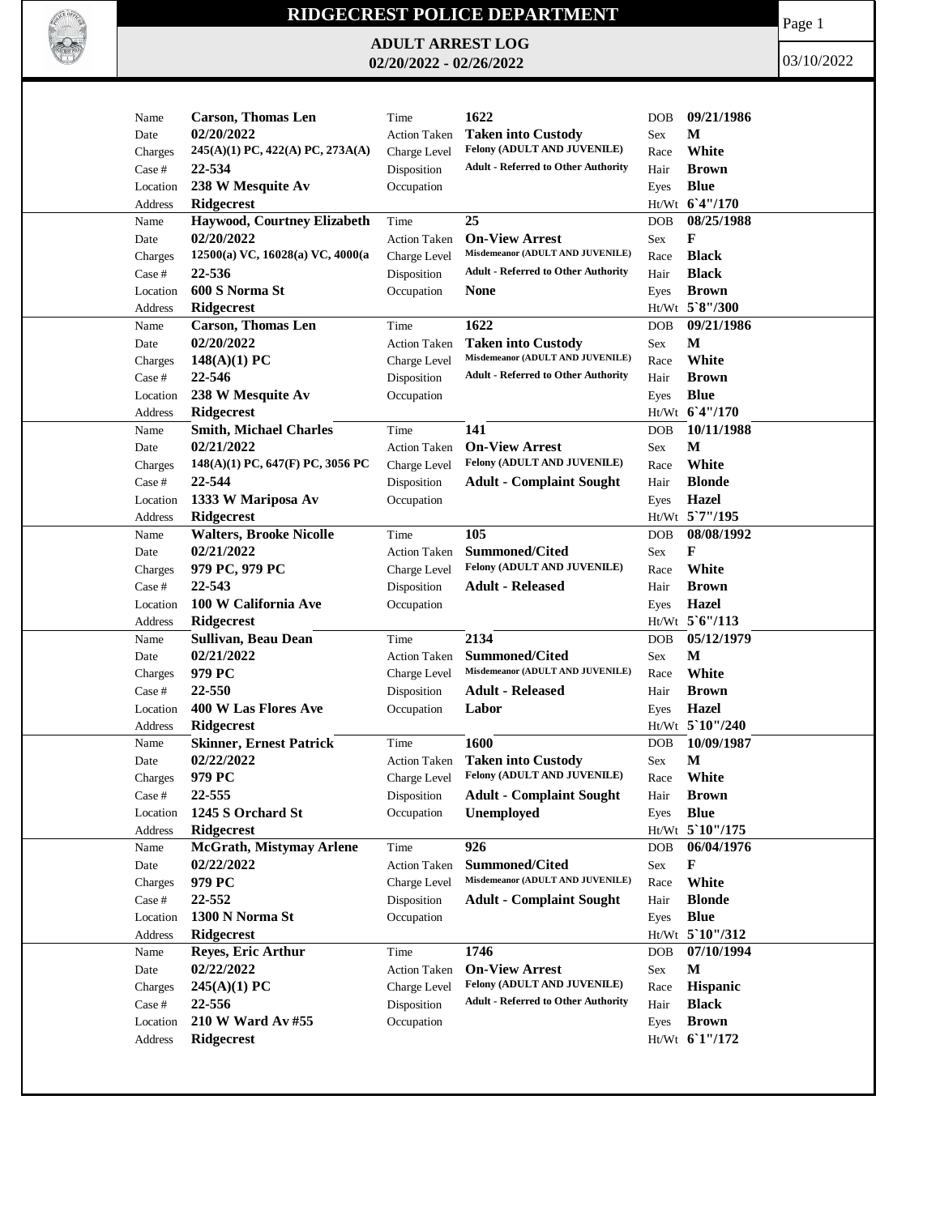# RIDGECREST POLICE DEPARTMENT

## ADULT ARREST LOG

**02/20/2022 - 02/26/2022**

03/10/2022

| Name | Date | Charges | Case # | Location | Address | Time | Action Taken | Charge Level | Disposition | Occupation | DOB | Sex | Race | Hair | Eyes | Ht/Wt |
|---|---|---|---|---|---|---|---|---|---|---|---|---|---|---|---|---|
| Carson, Thomas Len | 02/20/2022 | 245(A)(1) PC, 422(A) PC, 273A(A) | 22-534 | 238 W Mesquite Av | Ridgecrest | 1622 | Taken into Custody | Felony (ADULT AND JUVENILE) | Adult - Referred to Other Authority | | 09/21/1986 | M | White | Brown | Blue | 6`4"/170 |
| Haywood, Courtney Elizabeth | 02/20/2022 | 12500(a) VC, 16028(a) VC, 4000(a | 22-536 | 600 S Norma St | Ridgecrest | 25 | On-View Arrest | Misdemeanor (ADULT AND JUVENILE) | Adult - Referred to Other Authority | None | 08/25/1988 | F | Black | Black | Brown | 5`8"/300 |
| Carson, Thomas Len | 02/20/2022 | 148(A)(1) PC | 22-546 | 238 W Mesquite Av | Ridgecrest | 1622 | Taken into Custody | Misdemeanor (ADULT AND JUVENILE) | Adult - Referred to Other Authority | | 09/21/1986 | M | White | Brown | Blue | 6`4"/170 |
| Smith, Michael Charles | 02/21/2022 | 148(A)(1) PC, 647(F) PC, 3056 PC | 22-544 | 1333 W Mariposa Av | Ridgecrest | 141 | On-View Arrest | Felony (ADULT AND JUVENILE) | Adult - Complaint Sought | | 10/11/1988 | M | White | Blonde | Hazel | 5`7"/195 |
| Walters, Brooke Nicolle | 02/21/2022 | 979 PC, 979 PC | 22-543 | 100 W California Ave | Ridgecrest | 105 | Summoned/Cited | Felony (ADULT AND JUVENILE) | Adult - Released | | 08/08/1992 | F | White | Brown | Hazel | 5`6"/113 |
| Sullivan, Beau Dean | 02/21/2022 | 979 PC | 22-550 | 400 W Las Flores Ave | Ridgecrest | 2134 | Summoned/Cited | Misdemeanor (ADULT AND JUVENILE) | Adult - Released | Labor | 05/12/1979 | M | White | Brown | Hazel | 5`10"/240 |
| Skinner, Ernest Patrick | 02/22/2022 | 979 PC | 22-555 | 1245 S Orchard St | Ridgecrest | 1600 | Taken into Custody | Felony (ADULT AND JUVENILE) | Adult - Complaint Sought | Unemployed | 10/09/1987 | M | White | Brown | Blue | 5`10"/175 |
| McGrath, Mistymay Arlene | 02/22/2022 | 979 PC | 22-552 | 1300 N Norma St | Ridgecrest | 926 | Summoned/Cited | Misdemeanor (ADULT AND JUVENILE) | Adult - Complaint Sought | | 06/04/1976 | F | White | Blonde | Blue | 5`10"/312 |
| Reyes, Eric Arthur | 02/22/2022 | 245(A)(1) PC | 22-556 | 210 W Ward Av #55 | Ridgecrest | 1746 | On-View Arrest | Felony (ADULT AND JUVENILE) | Adult - Referred to Other Authority | | 07/10/1994 | M | Hispanic | Black | Brown | 6`1"/172 |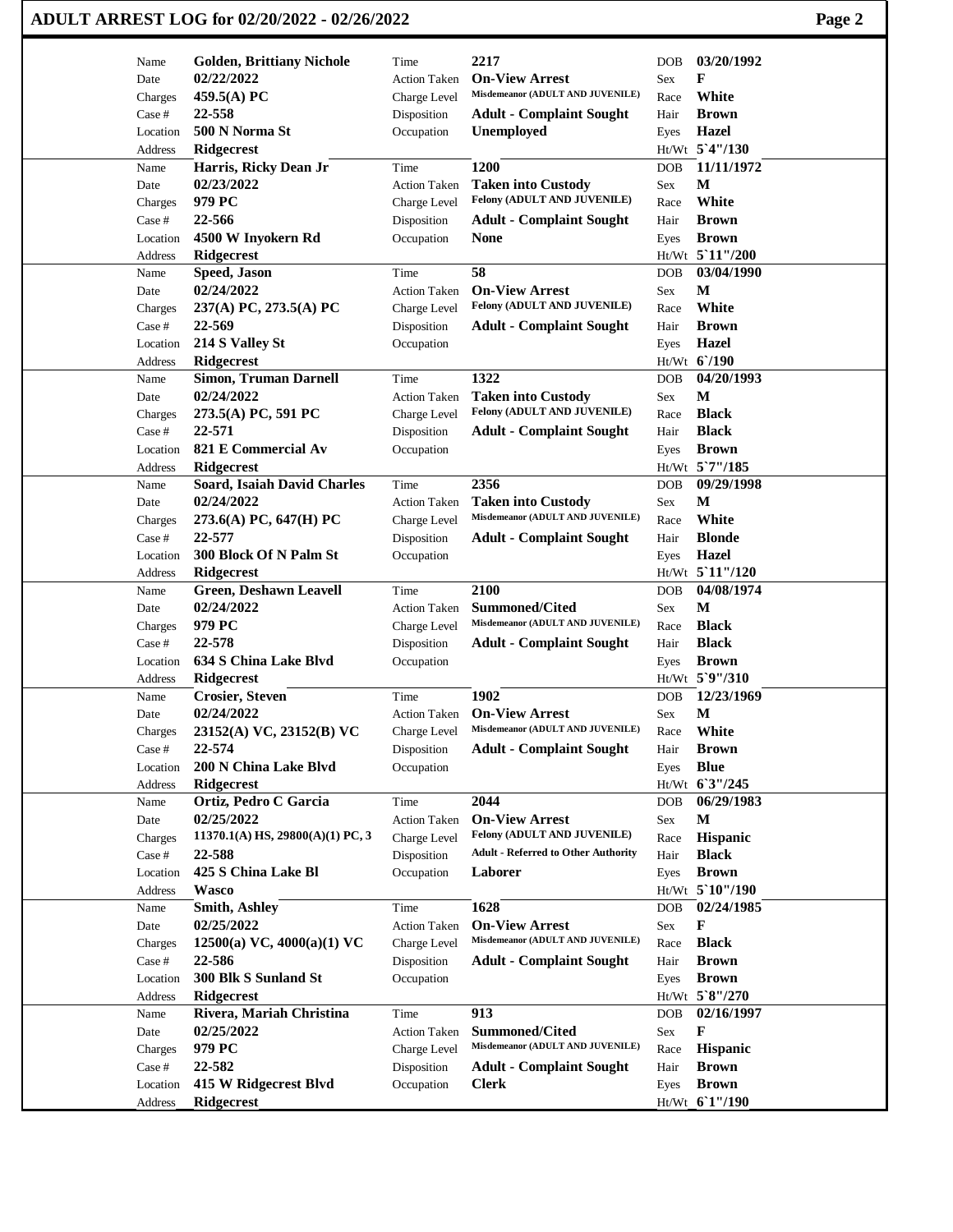# ADULT ARREST LOG for 02/20/2022 - 02/26/2022

| Name | Golden, Brittiany Nichole | Time | 2217 | DOB | 03/20/1992 |
|---|---|---|---|---|---|
| Date | 02/22/2022 | Action Taken | On-View Arrest | Sex | F |
| Charges | 459.5(A) PC | Charge Level | Misdemeanor (ADULT AND JUVENILE) | Race | White |
| Case # | 22-558 | Disposition | Adult - Complaint Sought | Hair | Brown |
| Location | 500 N Norma St | Occupation | Unemployed | Eyes | Hazel |
| Address | Ridgecrest | | | Ht/Wt | 5`4"/130 |

| Name | Harris, Ricky Dean Jr | Time | 1200 | DOB | 11/11/1972 |
|---|---|---|---|---|---|
| Date | 02/23/2022 | Action Taken | Taken into Custody | Sex | M |
| Charges | 979 PC | Charge Level | Felony (ADULT AND JUVENILE) | Race | White |
| Case # | 22-566 | Disposition | Adult - Complaint Sought | Hair | Brown |
| Location | 4500 W Inyokern Rd | Occupation | None | Eyes | Brown |
| Address | Ridgecrest | | | Ht/Wt | 5`11"/200 |

| Name | Speed, Jason | Time | 58 | DOB | 03/04/1990 |
|---|---|---|---|---|---|
| Date | 02/24/2022 | Action Taken | On-View Arrest | Sex | M |
| Charges | 237(A) PC, 273.5(A) PC | Charge Level | Felony (ADULT AND JUVENILE) | Race | White |
| Case # | 22-569 | Disposition | Adult - Complaint Sought | Hair | Brown |
| Location | 214 S Valley St | Occupation | | Eyes | Hazel |
| Address | Ridgecrest | | | Ht/Wt | 6`/190 |

| Name | Simon, Truman Darnell | Time | 1322 | DOB | 04/20/1993 |
|---|---|---|---|---|---|
| Date | 02/24/2022 | Action Taken | Taken into Custody | Sex | M |
| Charges | 273.5(A) PC, 591 PC | Charge Level | Felony (ADULT AND JUVENILE) | Race | Black |
| Case # | 22-571 | Disposition | Adult - Complaint Sought | Hair | Black |
| Location | 821 E Commercial Av | Occupation | | Eyes | Brown |
| Address | Ridgecrest | | | Ht/Wt | 5`7"/185 |

| Name | Soard, Isaiah David Charles | Time | 2356 | DOB | 09/29/1998 |
|---|---|---|---|---|---|
| Date | 02/24/2022 | Action Taken | Taken into Custody | Sex | M |
| Charges | 273.6(A) PC, 647(H) PC | Charge Level | Misdemeanor (ADULT AND JUVENILE) | Race | White |
| Case # | 22-577 | Disposition | Adult - Complaint Sought | Hair | Blonde |
| Location | 300 Block Of N Palm St | Occupation | | Eyes | Hazel |
| Address | Ridgecrest | | | Ht/Wt | 5`11"/120 |

| Name | Green, Deshawn Leavell | Time | 2100 | DOB | 04/08/1974 |
|---|---|---|---|---|---|
| Date | 02/24/2022 | Action Taken | Summoned/Cited | Sex | M |
| Charges | 979 PC | Charge Level | Misdemeanor (ADULT AND JUVENILE) | Race | Black |
| Case # | 22-578 | Disposition | Adult - Complaint Sought | Hair | Black |
| Location | 634 S China Lake Blvd | Occupation | | Eyes | Brown |
| Address | Ridgecrest | | | Ht/Wt | 5`9"/310 |

| Name | Crosier, Steven | Time | 1902 | DOB | 12/23/1969 |
|---|---|---|---|---|---|
| Date | 02/24/2022 | Action Taken | On-View Arrest | Sex | M |
| Charges | 23152(A) VC, 23152(B) VC | Charge Level | Misdemeanor (ADULT AND JUVENILE) | Race | White |
| Case # | 22-574 | Disposition | Adult - Complaint Sought | Hair | Brown |
| Location | 200 N China Lake Blvd | Occupation | | Eyes | Blue |
| Address | Ridgecrest | | | Ht/Wt | 6`3"/245 |

| Name | Ortiz, Pedro C Garcia | Time | 2044 | DOB | 06/29/1983 |
|---|---|---|---|---|---|
| Date | 02/25/2022 | Action Taken | On-View Arrest | Sex | M |
| Charges | 11370.1(A) HS, 29800(A)(1) PC, 3 | Charge Level | Felony (ADULT AND JUVENILE) | Race | Hispanic |
| Case # | 22-588 | Disposition | Adult - Referred to Other Authority | Hair | Black |
| Location | 425 S China Lake Bl | Occupation | Laborer | Eyes | Brown |
| Address | Wasco | | | Ht/Wt | 5`10"/190 |

| Name | Smith, Ashley | Time | 1628 | DOB | 02/24/1985 |
|---|---|---|---|---|---|
| Date | 02/25/2022 | Action Taken | On-View Arrest | Sex | F |
| Charges | 12500(a) VC, 4000(a)(1) VC | Charge Level | Misdemeanor (ADULT AND JUVENILE) | Race | Black |
| Case # | 22-586 | Disposition | Adult - Complaint Sought | Hair | Brown |
| Location | 300 Blk S Sunland St | Occupation | | Eyes | Brown |
| Address | Ridgecrest | | | Ht/Wt | 5`8"/270 |

| Name | Rivera, Mariah Christina | Time | 913 | DOB | 02/16/1997 |
|---|---|---|---|---|---|
| Date | 02/25/2022 | Action Taken | Summoned/Cited | Sex | F |
| Charges | 979 PC | Charge Level | Misdemeanor (ADULT AND JUVENILE) | Race | Hispanic |
| Case # | 22-582 | Disposition | Adult - Complaint Sought | Hair | Brown |
| Location | 415 W Ridgecrest Blvd | Occupation | Clerk | Eyes | Brown |
| Address | Ridgecrest | | | Ht/Wt | 6`1"/190 |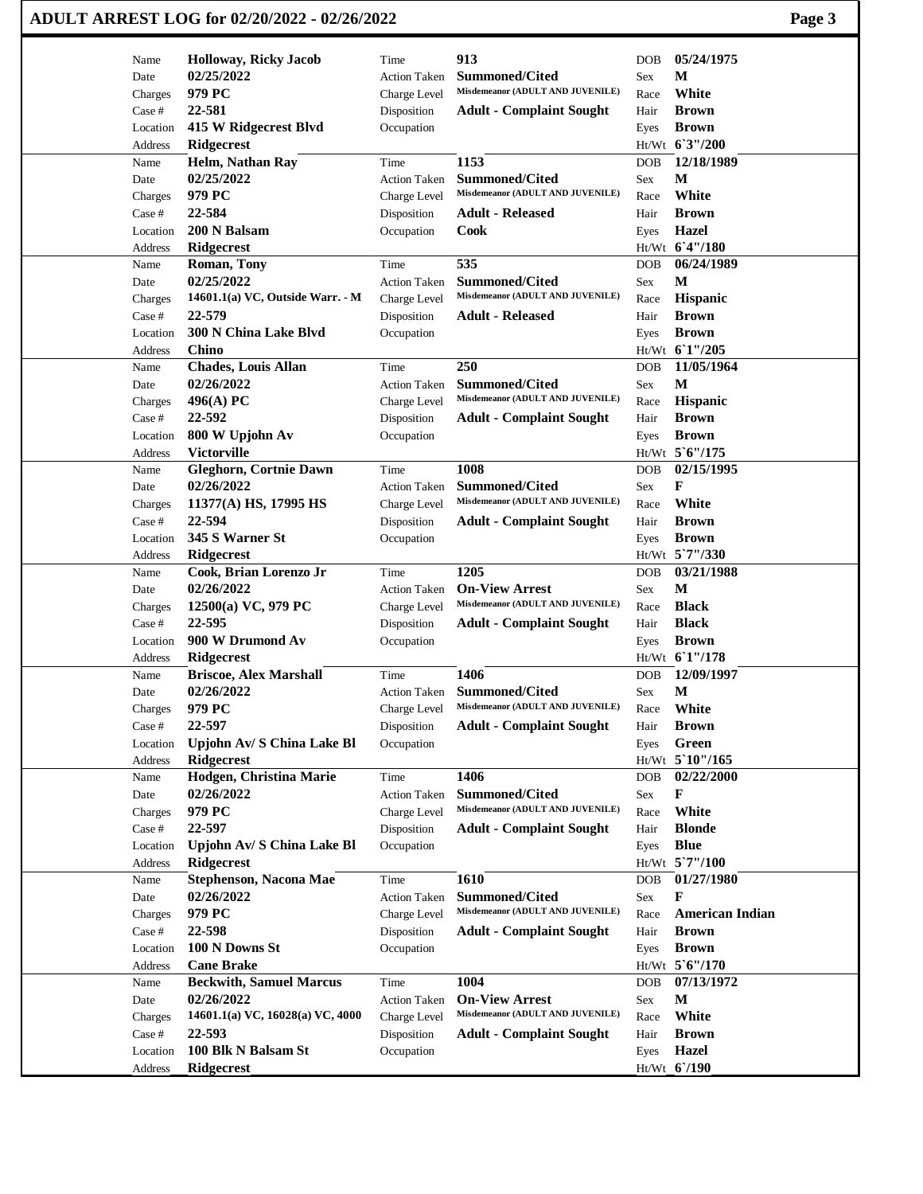# ADULT ARREST LOG for 02/20/2022 - 02/26/2022

| Name | Date | Charges | Case # | Location | Address | Time | Action Taken | Charge Level | Disposition | Occupation | DOB | Sex | Race | Hair | Eyes | Ht/Wt |
|---|---|---|---|---|---|---|---|---|---|---|---|---|---|---|---|---|
| Holloway, Ricky Jacob | 02/25/2022 | 979 PC | 22-581 | 415 W Ridgecrest Blvd | Ridgecrest | 913 | Summoned/Cited | Misdemeanor (ADULT AND JUVENILE) | Adult - Complaint Sought | | 05/24/1975 | M | White | Brown | Brown | 6`3"/200 |
| Helm, Nathan Ray | 02/25/2022 | 979 PC | 22-584 | 200 N Balsam | Ridgecrest | 1153 | Summoned/Cited | Misdemeanor (ADULT AND JUVENILE) | Adult - Released | Cook | 12/18/1989 | M | White | Brown | Hazel | 6`4"/180 |
| Roman, Tony | 02/25/2022 | 14601.1(a) VC, Outside Warr. - M | 22-579 | 300 N China Lake Blvd | Chino | 535 | Summoned/Cited | Misdemeanor (ADULT AND JUVENILE) | Adult - Released | | 06/24/1989 | M | Hispanic | Brown | Brown | 6`1"/205 |
| Chades, Louis Allan | 02/26/2022 | 496(A) PC | 22-592 | 800 W Upjohn Av | Victorville | 250 | Summoned/Cited | Misdemeanor (ADULT AND JUVENILE) | Adult - Complaint Sought | | 11/05/1964 | M | Hispanic | Brown | Brown | 5`6"/175 |
| Gleghorn, Cortnie Dawn | 02/26/2022 | 11377(A) HS, 17995 HS | 22-594 | 345 S Warner St | Ridgecrest | 1008 | Summoned/Cited | Misdemeanor (ADULT AND JUVENILE) | Adult - Complaint Sought | | 02/15/1995 | F | White | Brown | Brown | 5`7"/330 |
| Cook, Brian Lorenzo Jr | 02/26/2022 | 12500(a) VC, 979 PC | 22-595 | 900 W Drumond Av | Ridgecrest | 1205 | On-View Arrest | Misdemeanor (ADULT AND JUVENILE) | Adult - Complaint Sought | | 03/21/1988 | M | Black | Black | Brown | 6`1"/178 |
| Briscoe, Alex Marshall | 02/26/2022 | 979 PC | 22-597 | Upjohn Av/ S China Lake Bl | Ridgecrest | 1406 | Summoned/Cited | Misdemeanor (ADULT AND JUVENILE) | Adult - Complaint Sought | | 12/09/1997 | M | White | Brown | Green | 5`10"/165 |
| Hodgen, Christina Marie | 02/26/2022 | 979 PC | 22-597 | Upjohn Av/ S China Lake Bl | Ridgecrest | 1406 | Summoned/Cited | Misdemeanor (ADULT AND JUVENILE) | Adult - Complaint Sought | | 02/22/2000 | F | White | Blonde | Blue | 5`7"/100 |
| Stephenson, Nacona Mae | 02/26/2022 | 979 PC | 22-598 | 100 N Downs St | Cane Brake | 1610 | Summoned/Cited | Misdemeanor (ADULT AND JUVENILE) | Adult - Complaint Sought | | 01/27/1980 | F | American Indian | Brown | Brown | 5`6"/170 |
| Beckwith, Samuel Marcus | 02/26/2022 | 14601.1(a) VC, 16028(a) VC, 4000 | 22-593 | 100 Blk N Balsam St | Ridgecrest | 1004 | On-View Arrest | Misdemeanor (ADULT AND JUVENILE) | Adult - Complaint Sought | | 07/13/1972 | M | White | Brown | Hazel | 6`/190 |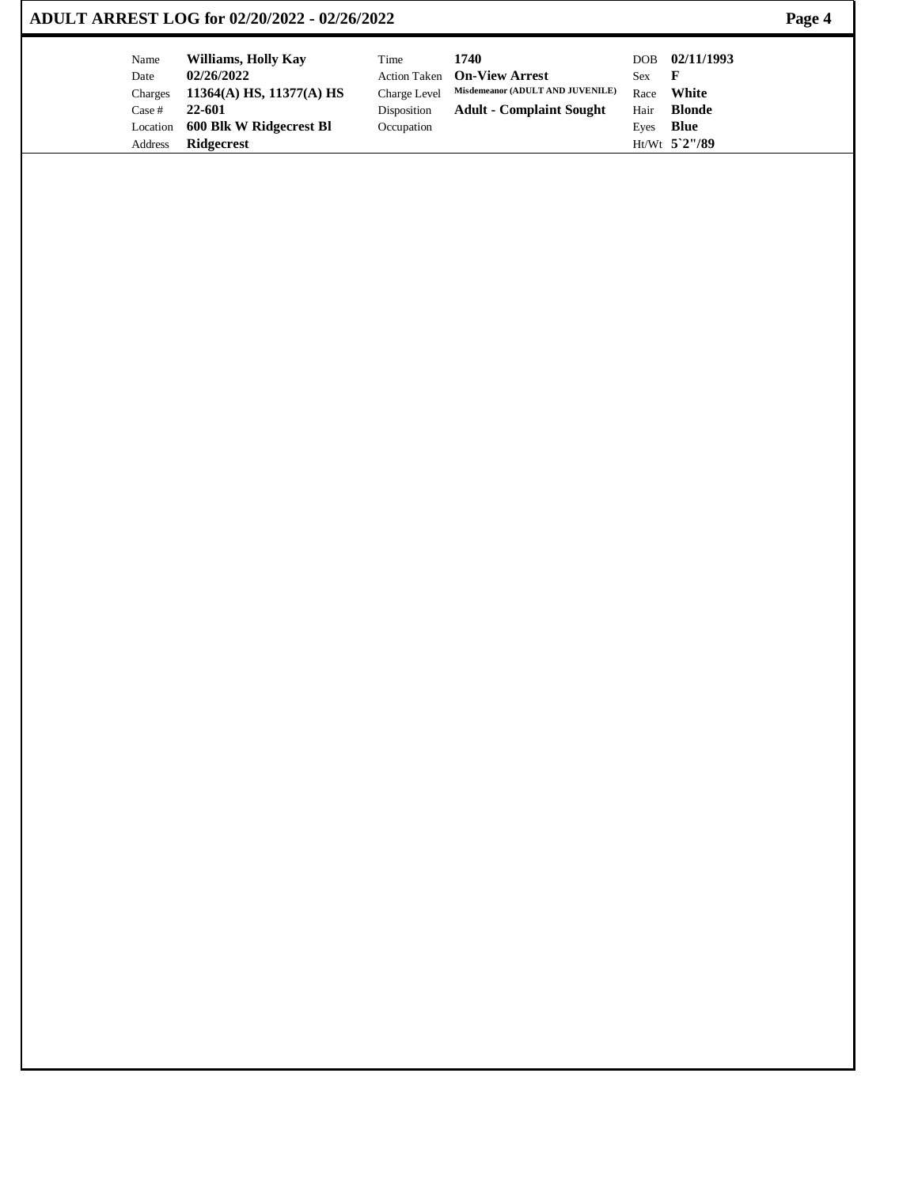# ADULT ARREST LOG for 02/20/2022 - 02/26/2022

| | | | | | |
|---|---|---|---|---|---|
| Name | **Williams, Holly Kay** | Time | **1740** | DOB | **02/11/1993** |
| Date | **02/26/2022** | Action Taken | **On-View Arrest** | Sex | **F** |
| Charges | **11364(A) HS, 11377(A) HS** | Charge Level | **Misdemeanor (ADULT AND JUVENILE)** | Race | **White** |
| Case # | **22-601** | Disposition | **Adult - Complaint Sought** | Hair | **Blonde** |
| Location | **600 Blk W Ridgecrest Bl** | Occupation | | Eyes | **Blue** |
| Address | **Ridgecrest** | | | Ht/Wt | **5`2"/89** |